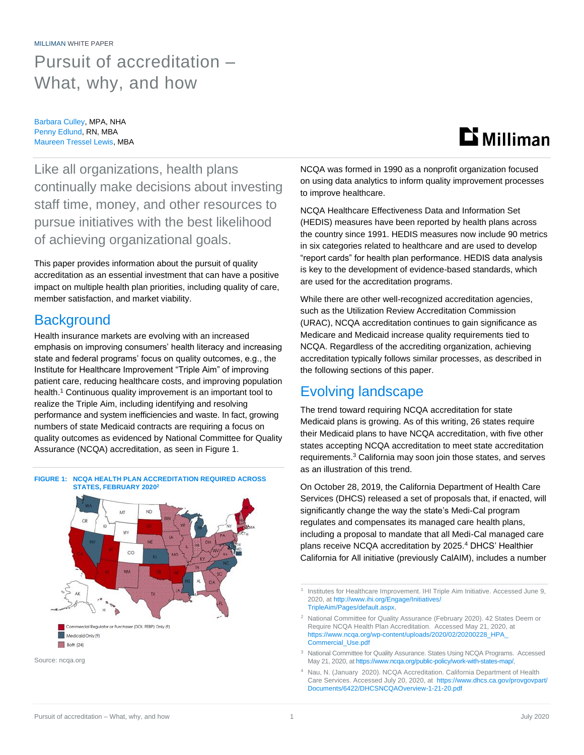MILLIMAN WHITE PAPER

# Pursuit of accreditation – What, why, and how

Barbara Culley, MPA, NHA
Penny Edlund, RN, MBA
Maureen Tressel Lewis, MBA

Like all organizations, health plans continually make decisions about investing staff time, money, and other resources to pursue initiatives with the best likelihood of achieving organizational goals.

This paper provides information about the pursuit of quality accreditation as an essential investment that can have a positive impact on multiple health plan priorities, including quality of care, member satisfaction, and market viability.

## Background

Health insurance markets are evolving with an increased emphasis on improving consumers' health literacy and increasing state and federal programs' focus on quality outcomes, e.g., the Institute for Healthcare Improvement "Triple Aim" of improving patient care, reducing healthcare costs, and improving population health.[1] Continuous quality improvement is an important tool to realize the Triple Aim, including identifying and resolving performance and system inefficiencies and waste. In fact, growing numbers of state Medicaid contracts are requiring a focus on quality outcomes as evidenced by National Committee for Quality Assurance (NCQA) accreditation, as seen in Figure 1.

FIGURE 1: NCQA HEALTH PLAN ACCREDITATION REQUIRED ACROSS STATES, FEBRUARY 2020[2]

Commercial Regulator or Purchaser (DOI, FEBP) Only (9)
Medicaid Only (9)
Both (24)

Source: ncqa.org

NCQA was formed in 1990 as a nonprofit organization focused on using data analytics to inform quality improvement processes to improve healthcare.

NCQA Healthcare Effectiveness Data and Information Set (HEDIS) measures have been reported by health plans across the country since 1991. HEDIS measures now include 90 metrics in six categories related to healthcare and are used to develop "report cards" for health plan performance. HEDIS data analysis is key to the development of evidence-based standards, which are used for the accreditation programs.

While there are other well-recognized accreditation agencies, such as the Utilization Review Accreditation Commission (URAC), NCQA accreditation continues to gain significance as Medicare and Medicaid increase quality requirements tied to NCQA. Regardless of the accrediting organization, achieving accreditation typically follows similar processes, as described in the following sections of this paper.

## Evolving landscape

The trend toward requiring NCQA accreditation for state Medicaid plans is growing. As of this writing, 26 states require their Medicaid plans to have NCQA accreditation, with five other states accepting NCQA accreditation to meet state accreditation requirements.[3] California may soon join those states, and serves as an illustration of this trend.

On October 28, 2019, the California Department of Health Care Services (DHCS) released a set of proposals that, if enacted, will significantly change the way the state's Medi-Cal program regulates and compensates its managed care health plans, including a proposal to mandate that all Medi-Cal managed care plans receive NCQA accreditation by 2025.[4] DHCS' Healthier California for All initiative (previously CalAIM), includes a number

[1] Institutes for Healthcare Improvement. IHI Triple Aim Initiative. Accessed June 9, 2020, at http://www.ihi.org/Engage/Initiatives/TripleAim/Pages/default.aspx.

[2] National Committee for Quality Assurance (February 2020). 42 States Deem or Require NCQA Health Plan Accreditation. Accessed May 21, 2020, at https://www.ncqa.org/wp-content/uploads/2020/02/20200228_HPA_Commercial_Use.pdf

[3] National Committee for Quality Assurance. States Using NCQA Programs. Accessed May 21, 2020, at https://www.ncqa.org/public-policy/work-with-states-map/.

[4] Nau, N. (January 2020). NCQA Accreditation. California Department of Health Care Services. Accessed July 20, 2020, at https://www.dhcs.ca.gov/provgovpart/Documents/6422/DHCSNCQAOverview-1-21-20.pdf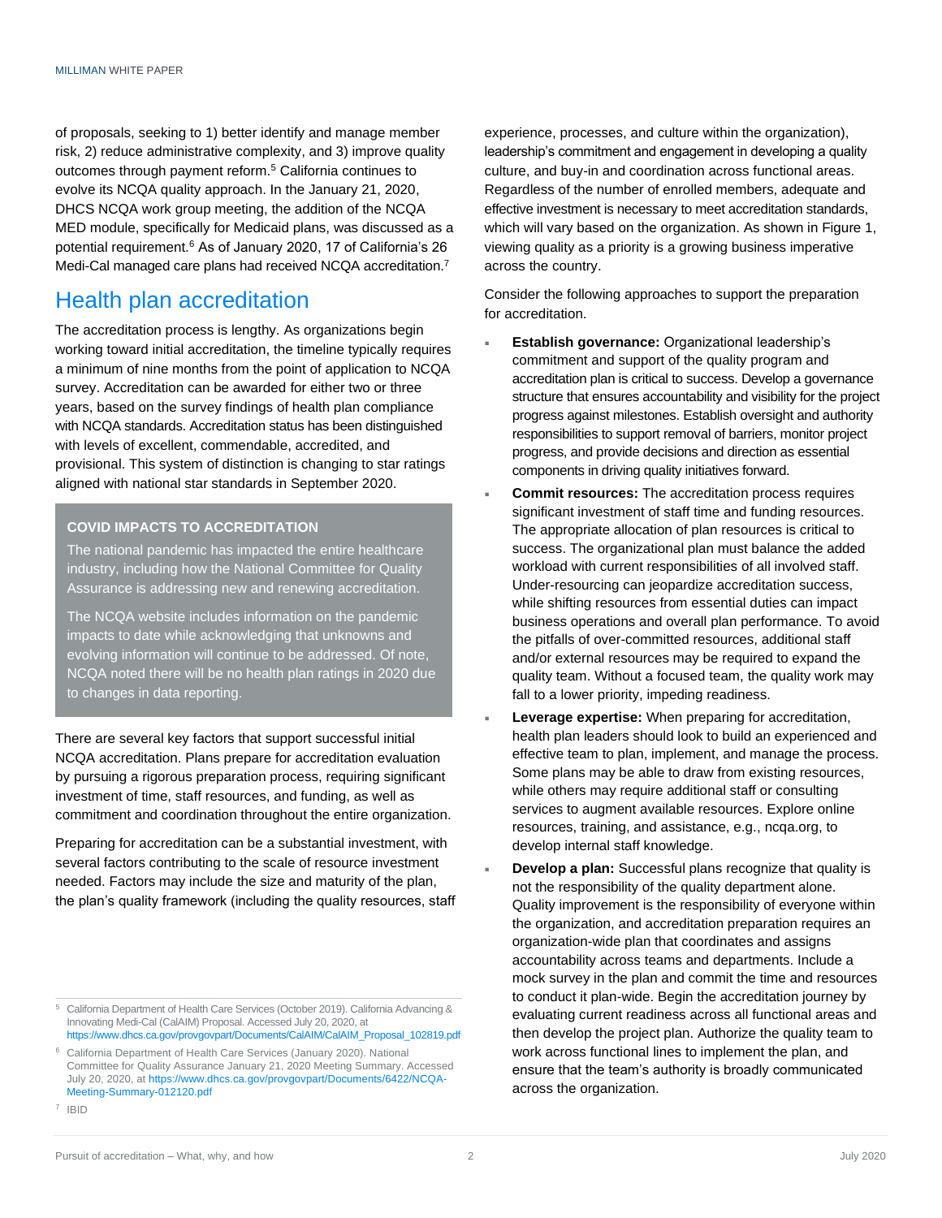of proposals, seeking to 1) better identify and manage member risk, 2) reduce administrative complexity, and 3) improve quality outcomes through payment reform.[5] California continues to evolve its NCQA quality approach. In the January 21, 2020, DHCS NCQA work group meeting, the addition of the NCQA MED module, specifically for Medicaid plans, was discussed as a potential requirement.[6] As of January 2020, 17 of California's 26 Medi-Cal managed care plans had received NCQA accreditation.[7]

## Health plan accreditation

The accreditation process is lengthy. As organizations begin working toward initial accreditation, the timeline typically requires a minimum of nine months from the point of application to NCQA survey. Accreditation can be awarded for either two or three years, based on the survey findings of health plan compliance with NCQA standards. Accreditation status has been distinguished with levels of excellent, commendable, accredited, and provisional. This system of distinction is changing to star ratings aligned with national star standards in September 2020.

> **COVID IMPACTS TO ACCREDITATION**
>
> The national pandemic has impacted the entire healthcare industry, including how the National Committee for Quality Assurance is addressing new and renewing accreditation.
>
> The NCQA website includes information on the pandemic impacts to date while acknowledging that unknowns and evolving information will continue to be addressed. Of note, NCQA noted there will be no health plan ratings in 2020 due to changes in data reporting.

There are several key factors that support successful initial NCQA accreditation. Plans prepare for accreditation evaluation by pursuing a rigorous preparation process, requiring significant investment of time, staff resources, and funding, as well as commitment and coordination throughout the entire organization.

Preparing for accreditation can be a substantial investment, with several factors contributing to the scale of resource investment needed. Factors may include the size and maturity of the plan, the plan's quality framework (including the quality resources, staff experience, processes, and culture within the organization), leadership's commitment and engagement in developing a quality culture, and buy-in and coordination across functional areas. Regardless of the number of enrolled members, adequate and effective investment is necessary to meet accreditation standards, which will vary based on the organization. As shown in Figure 1, viewing quality as a priority is a growing business imperative across the country.

Consider the following approaches to support the preparation for accreditation.

- **Establish governance:** Organizational leadership's commitment and support of the quality program and accreditation plan is critical to success. Develop a governance structure that ensures accountability and visibility for the project progress against milestones. Establish oversight and authority responsibilities to support removal of barriers, monitor project progress, and provide decisions and direction as essential components in driving quality initiatives forward.
- **Commit resources:** The accreditation process requires significant investment of staff time and funding resources. The appropriate allocation of plan resources is critical to success. The organizational plan must balance the added workload with current responsibilities of all involved staff. Under-resourcing can jeopardize accreditation success, while shifting resources from essential duties can impact business operations and overall plan performance. To avoid the pitfalls of over-committed resources, additional staff and/or external resources may be required to expand the quality team. Without a focused team, the quality work may fall to a lower priority, impeding readiness.
- **Leverage expertise:** When preparing for accreditation, health plan leaders should look to build an experienced and effective team to plan, implement, and manage the process. Some plans may be able to draw from existing resources, while others may require additional staff or consulting services to augment available resources. Explore online resources, training, and assistance, e.g., ncqa.org, to develop internal staff knowledge.
- **Develop a plan:** Successful plans recognize that quality is not the responsibility of the quality department alone. Quality improvement is the responsibility of everyone within the organization, and accreditation preparation requires an organization-wide plan that coordinates and assigns accountability across teams and departments. Include a mock survey in the plan and commit the time and resources to conduct it plan-wide. Begin the accreditation journey by evaluating current readiness across all functional areas and then develop the project plan. Authorize the quality team to work across functional lines to implement the plan, and ensure that the team's authority is broadly communicated across the organization.

---

[5] California Department of Health Care Services (October 2019). California Advancing & Innovating Medi-Cal (CalAIM) Proposal. Accessed July 20, 2020, at https://www.dhcs.ca.gov/provgovpart/Documents/CalAIM/CalAIM_Proposal_102819.pdf

[6] California Department of Health Care Services (January 2020). National Committee for Quality Assurance January 21, 2020 Meeting Summary. Accessed July 20, 2020, at https://www.dhcs.ca.gov/provgovpart/Documents/6422/NCQA-Meeting-Summary-012120.pdf

[7] IBID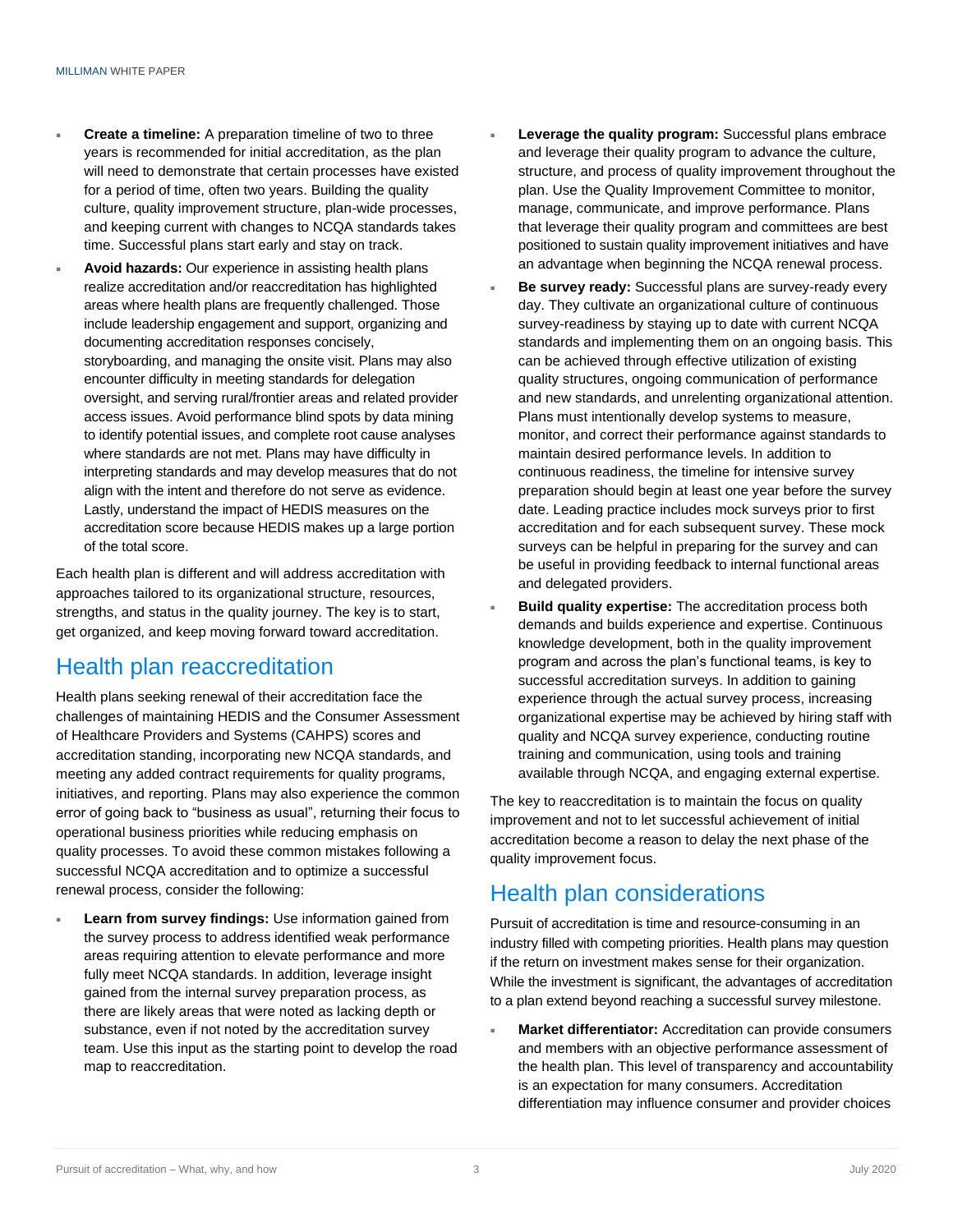- **Create a timeline:** A preparation timeline of two to three years is recommended for initial accreditation, as the plan will need to demonstrate that certain processes have existed for a period of time, often two years. Building the quality culture, quality improvement structure, plan-wide processes, and keeping current with changes to NCQA standards takes time. Successful plans start early and stay on track.
- **Avoid hazards:** Our experience in assisting health plans realize accreditation and/or reaccreditation has highlighted areas where health plans are frequently challenged. Those include leadership engagement and support, organizing and documenting accreditation responses concisely, storyboarding, and managing the onsite visit. Plans may also encounter difficulty in meeting standards for delegation oversight, and serving rural/frontier areas and related provider access issues. Avoid performance blind spots by data mining to identify potential issues, and complete root cause analyses where standards are not met. Plans may have difficulty in interpreting standards and may develop measures that do not align with the intent and therefore do not serve as evidence. Lastly, understand the impact of HEDIS measures on the accreditation score because HEDIS makes up a large portion of the total score.

Each health plan is different and will address accreditation with approaches tailored to its organizational structure, resources, strengths, and status in the quality journey. The key is to start, get organized, and keep moving forward toward accreditation.

## Health plan reaccreditation

Health plans seeking renewal of their accreditation face the challenges of maintaining HEDIS and the Consumer Assessment of Healthcare Providers and Systems (CAHPS) scores and accreditation standing, incorporating new NCQA standards, and meeting any added contract requirements for quality programs, initiatives, and reporting. Plans may also experience the common error of going back to "business as usual", returning their focus to operational business priorities while reducing emphasis on quality processes. To avoid these common mistakes following a successful NCQA accreditation and to optimize a successful renewal process, consider the following:

- **Learn from survey findings:** Use information gained from the survey process to address identified weak performance areas requiring attention to elevate performance and more fully meet NCQA standards. In addition, leverage insight gained from the internal survey preparation process, as there are likely areas that were noted as lacking depth or substance, even if not noted by the accreditation survey team. Use this input as the starting point to develop the road map to reaccreditation.
- **Leverage the quality program:** Successful plans embrace and leverage their quality program to advance the culture, structure, and process of quality improvement throughout the plan. Use the Quality Improvement Committee to monitor, manage, communicate, and improve performance. Plans that leverage their quality program and committees are best positioned to sustain quality improvement initiatives and have an advantage when beginning the NCQA renewal process.
- **Be survey ready:** Successful plans are survey-ready every day. They cultivate an organizational culture of continuous survey-readiness by staying up to date with current NCQA standards and implementing them on an ongoing basis. This can be achieved through effective utilization of existing quality structures, ongoing communication of performance and new standards, and unrelenting organizational attention. Plans must intentionally develop systems to measure, monitor, and correct their performance against standards to maintain desired performance levels. In addition to continuous readiness, the timeline for intensive survey preparation should begin at least one year before the survey date. Leading practice includes mock surveys prior to first accreditation and for each subsequent survey. These mock surveys can be helpful in preparing for the survey and can be useful in providing feedback to internal functional areas and delegated providers.
- **Build quality expertise:** The accreditation process both demands and builds experience and expertise. Continuous knowledge development, both in the quality improvement program and across the plan's functional teams, is key to successful accreditation surveys. In addition to gaining experience through the actual survey process, increasing organizational expertise may be achieved by hiring staff with quality and NCQA survey experience, conducting routine training and communication, using tools and training available through NCQA, and engaging external expertise.

The key to reaccreditation is to maintain the focus on quality improvement and not to let successful achievement of initial accreditation become a reason to delay the next phase of the quality improvement focus.

## Health plan considerations

Pursuit of accreditation is time and resource-consuming in an industry filled with competing priorities. Health plans may question if the return on investment makes sense for their organization. While the investment is significant, the advantages of accreditation to a plan extend beyond reaching a successful survey milestone.

- **Market differentiator:** Accreditation can provide consumers and members with an objective performance assessment of the health plan. This level of transparency and accountability is an expectation for many consumers. Accreditation differentiation may influence consumer and provider choices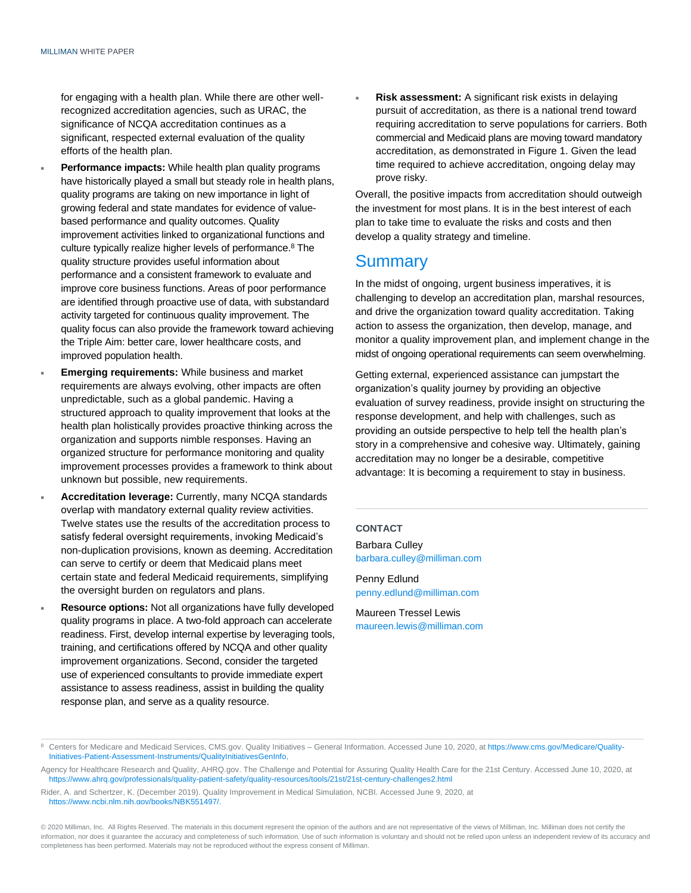for engaging with a health plan. While there are other well-recognized accreditation agencies, such as URAC, the significance of NCQA accreditation continues as a significant, respected external evaluation of the quality efforts of the health plan.

- **Performance impacts:** While health plan quality programs have historically played a small but steady role in health plans, quality programs are taking on new importance in light of growing federal and state mandates for evidence of value-based performance and quality outcomes. Quality improvement activities linked to organizational functions and culture typically realize higher levels of performance.[8] The quality structure provides useful information about performance and a consistent framework to evaluate and improve core business functions. Areas of poor performance are identified through proactive use of data, with substandard activity targeted for continuous quality improvement. The quality focus can also provide the framework toward achieving the Triple Aim: better care, lower healthcare costs, and improved population health.
- **Emerging requirements:** While business and market requirements are always evolving, other impacts are often unpredictable, such as a global pandemic. Having a structured approach to quality improvement that looks at the health plan holistically provides proactive thinking across the organization and supports nimble responses. Having an organized structure for performance monitoring and quality improvement processes provides a framework to think about unknown but possible, new requirements.
- **Accreditation leverage:** Currently, many NCQA standards overlap with mandatory external quality review activities. Twelve states use the results of the accreditation process to satisfy federal oversight requirements, invoking Medicaid's non-duplication provisions, known as deeming. Accreditation can serve to certify or deem that Medicaid plans meet certain state and federal Medicaid requirements, simplifying the oversight burden on regulators and plans.
- **Resource options:** Not all organizations have fully developed quality programs in place. A two-fold approach can accelerate readiness. First, develop internal expertise by leveraging tools, training, and certifications offered by NCQA and other quality improvement organizations. Second, consider the targeted use of experienced consultants to provide immediate expert assistance to assess readiness, assist in building the quality response plan, and serve as a quality resource.
- **Risk assessment:** A significant risk exists in delaying pursuit of accreditation, as there is a national trend toward requiring accreditation to serve populations for carriers. Both commercial and Medicaid plans are moving toward mandatory accreditation, as demonstrated in Figure 1. Given the lead time required to achieve accreditation, ongoing delay may prove risky.

Overall, the positive impacts from accreditation should outweigh the investment for most plans. It is in the best interest of each plan to take time to evaluate the risks and costs and then develop a quality strategy and timeline.

# Summary

In the midst of ongoing, urgent business imperatives, it is challenging to develop an accreditation plan, marshal resources, and drive the organization toward quality accreditation. Taking action to assess the organization, then develop, manage, and monitor a quality improvement plan, and implement change in the midst of ongoing operational requirements can seem overwhelming.

Getting external, experienced assistance can jumpstart the organization's quality journey by providing an objective evaluation of survey readiness, provide insight on structuring the response development, and help with challenges, such as providing an outside perspective to help tell the health plan's story in a comprehensive and cohesive way. Ultimately, gaining accreditation may no longer be a desirable, competitive advantage: It is becoming a requirement to stay in business.

**CONTACT**

Barbara Culley
barbara.culley@milliman.com

Penny Edlund
penny.edlund@milliman.com

Maureen Tressel Lewis
maureen.lewis@milliman.com

[8] Centers for Medicare and Medicaid Services, CMS.gov. Quality Initiatives – General Information. Accessed June 10, 2020, at https://www.cms.gov/Medicare/Quality-Initiatives-Patient-Assessment-Instruments/QualityInitiativesGenInfo,

Agency for Healthcare Research and Quality, AHRQ.gov. The Challenge and Potential for Assuring Quality Health Care for the 21st Century. Accessed June 10, 2020, at https://www.ahrq.gov/professionals/quality-patient-safety/quality-resources/tools/21st/21st-century-challenges2.html

Rider, A. and Schertzer, K. (December 2019). Quality Improvement in Medical Simulation, NCBI. Accessed June 9, 2020, at https://www.ncbi.nlm.nih.gov/books/NBK551497/.

© 2020 Milliman, Inc. All Rights Reserved. The materials in this document represent the opinion of the authors and are not representative of the views of Milliman, Inc. Milliman does not certify the information, nor does it guarantee the accuracy and completeness of such information. Use of such information is voluntary and should not be relied upon unless an independent review of its accuracy and completeness has been performed. Materials may not be reproduced without the express consent of Milliman.